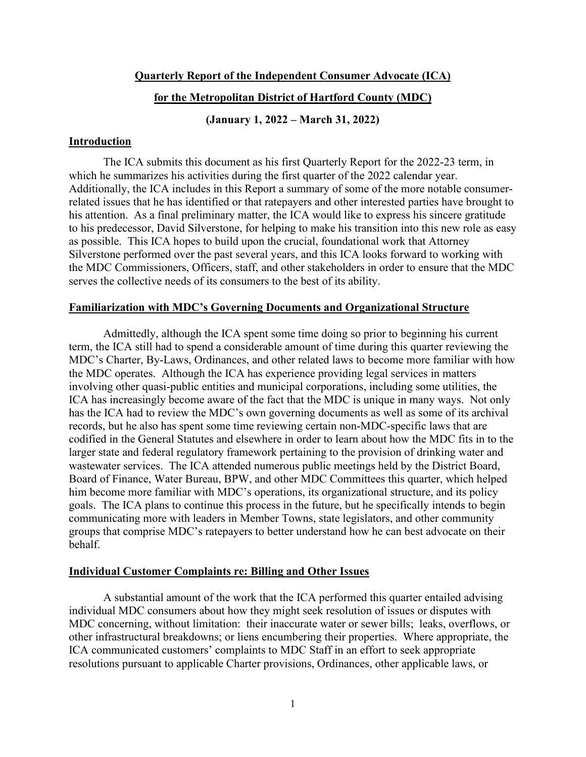**Quarterly Report of the Independent Consumer Advocate (ICA)**

**for the Metropolitan District of Hartford County (MDC)**

**(January 1, 2022 – March 31, 2022)**

## Introduction

The ICA submits this document as his first Quarterly Report for the 2022-23 term, in which he summarizes his activities during the first quarter of the 2022 calendar year. Additionally, the ICA includes in this Report a summary of some of the more notable consumer-related issues that he has identified or that ratepayers and other interested parties have brought to his attention. As a final preliminary matter, the ICA would like to express his sincere gratitude to his predecessor, David Silverstone, for helping to make his transition into this new role as easy as possible. This ICA hopes to build upon the crucial, foundational work that Attorney Silverstone performed over the past several years, and this ICA looks forward to working with the MDC Commissioners, Officers, staff, and other stakeholders in order to ensure that the MDC serves the collective needs of its consumers to the best of its ability.

## Familiarization with MDC's Governing Documents and Organizational Structure

Admittedly, although the ICA spent some time doing so prior to beginning his current term, the ICA still had to spend a considerable amount of time during this quarter reviewing the MDC's Charter, By-Laws, Ordinances, and other related laws to become more familiar with how the MDC operates. Although the ICA has experience providing legal services in matters involving other quasi-public entities and municipal corporations, including some utilities, the ICA has increasingly become aware of the fact that the MDC is unique in many ways. Not only has the ICA had to review the MDC's own governing documents as well as some of its archival records, but he also has spent some time reviewing certain non-MDC-specific laws that are codified in the General Statutes and elsewhere in order to learn about how the MDC fits in to the larger state and federal regulatory framework pertaining to the provision of drinking water and wastewater services. The ICA attended numerous public meetings held by the District Board, Board of Finance, Water Bureau, BPW, and other MDC Committees this quarter, which helped him become more familiar with MDC's operations, its organizational structure, and its policy goals. The ICA plans to continue this process in the future, but he specifically intends to begin communicating more with leaders in Member Towns, state legislators, and other community groups that comprise MDC's ratepayers to better understand how he can best advocate on their behalf.

## Individual Customer Complaints re: Billing and Other Issues

A substantial amount of the work that the ICA performed this quarter entailed advising individual MDC consumers about how they might seek resolution of issues or disputes with MDC concerning, without limitation: their inaccurate water or sewer bills; leaks, overflows, or other infrastructural breakdowns; or liens encumbering their properties. Where appropriate, the ICA communicated customers' complaints to MDC Staff in an effort to seek appropriate resolutions pursuant to applicable Charter provisions, Ordinances, other applicable laws, or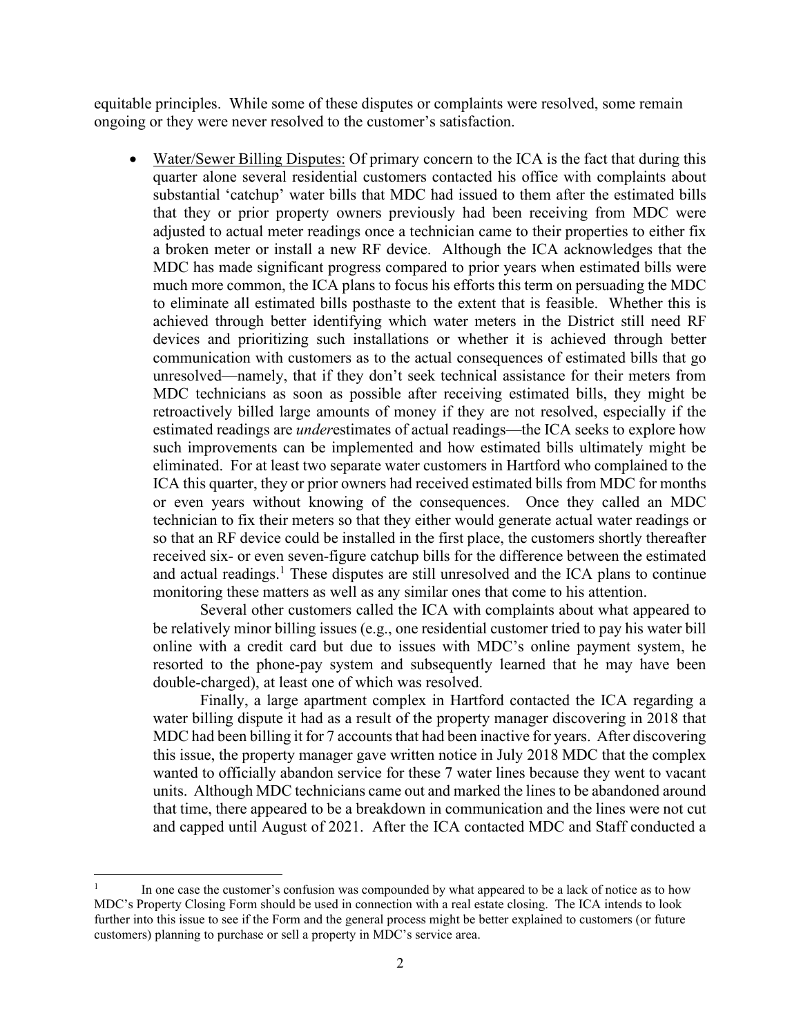equitable principles. While some of these disputes or complaints were resolved, some remain ongoing or they were never resolved to the customer's satisfaction.

- Water/Sewer Billing Disputes: Of primary concern to the ICA is the fact that during this quarter alone several residential customers contacted his office with complaints about substantial 'catchup' water bills that MDC had issued to them after the estimated bills that they or prior property owners previously had been receiving from MDC were adjusted to actual meter readings once a technician came to their properties to either fix a broken meter or install a new RF device. Although the ICA acknowledges that the MDC has made significant progress compared to prior years when estimated bills were much more common, the ICA plans to focus his efforts this term on persuading the MDC to eliminate all estimated bills posthaste to the extent that is feasible. Whether this is achieved through better identifying which water meters in the District still need RF devices and prioritizing such installations or whether it is achieved through better communication with customers as to the actual consequences of estimated bills that go unresolved—namely, that if they don't seek technical assistance for their meters from MDC technicians as soon as possible after receiving estimated bills, they might be retroactively billed large amounts of money if they are not resolved, especially if the estimated readings are *under*estimates of actual readings—the ICA seeks to explore how such improvements can be implemented and how estimated bills ultimately might be eliminated. For at least two separate water customers in Hartford who complained to the ICA this quarter, they or prior owners had received estimated bills from MDC for months or even years without knowing of the consequences. Once they called an MDC technician to fix their meters so that they either would generate actual water readings or so that an RF device could be installed in the first place, the customers shortly thereafter received six- or even seven-figure catchup bills for the difference between the estimated and actual readings.[1] These disputes are still unresolved and the ICA plans to continue monitoring these matters as well as any similar ones that come to his attention.

  Several other customers called the ICA with complaints about what appeared to be relatively minor billing issues (e.g., one residential customer tried to pay his water bill online with a credit card but due to issues with MDC's online payment system, he resorted to the phone-pay system and subsequently learned that he may have been double-charged), at least one of which was resolved.

  Finally, a large apartment complex in Hartford contacted the ICA regarding a water billing dispute it had as a result of the property manager discovering in 2018 that MDC had been billing it for 7 accounts that had been inactive for years. After discovering this issue, the property manager gave written notice in July 2018 MDC that the complex wanted to officially abandon service for these 7 water lines because they went to vacant units. Although MDC technicians came out and marked the lines to be abandoned around that time, there appeared to be a breakdown in communication and the lines were not cut and capped until August of 2021. After the ICA contacted MDC and Staff conducted a

---

[1] In one case the customer's confusion was compounded by what appeared to be a lack of notice as to how MDC's Property Closing Form should be used in connection with a real estate closing. The ICA intends to look further into this issue to see if the Form and the general process might be better explained to customers (or future customers) planning to purchase or sell a property in MDC's service area.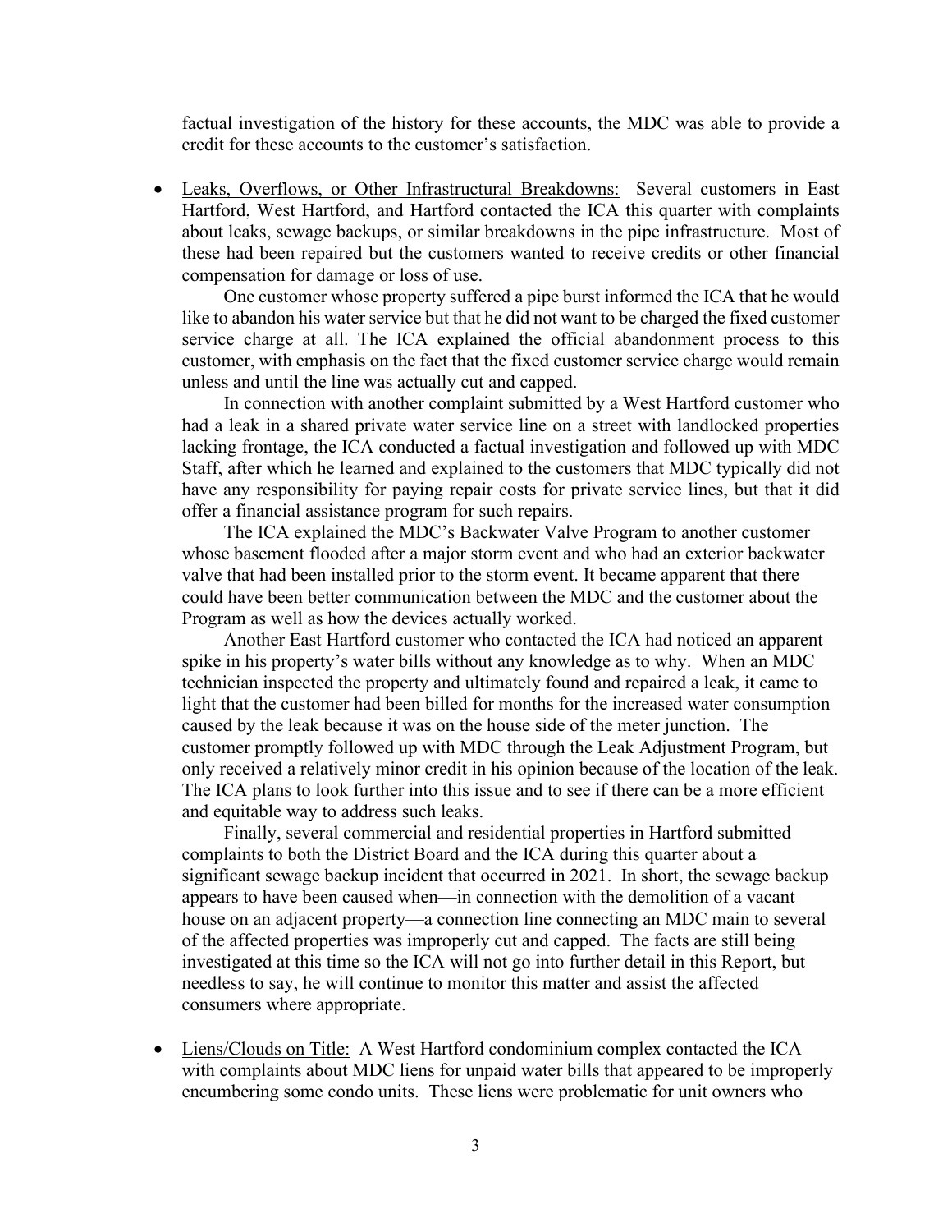factual investigation of the history for these accounts, the MDC was able to provide a credit for these accounts to the customer's satisfaction.

- Leaks, Overflows, or Other Infrastructural Breakdowns: Several customers in East Hartford, West Hartford, and Hartford contacted the ICA this quarter with complaints about leaks, sewage backups, or similar breakdowns in the pipe infrastructure. Most of these had been repaired but the customers wanted to receive credits or other financial compensation for damage or loss of use.

  One customer whose property suffered a pipe burst informed the ICA that he would like to abandon his water service but that he did not want to be charged the fixed customer service charge at all. The ICA explained the official abandonment process to this customer, with emphasis on the fact that the fixed customer service charge would remain unless and until the line was actually cut and capped.

  In connection with another complaint submitted by a West Hartford customer who had a leak in a shared private water service line on a street with landlocked properties lacking frontage, the ICA conducted a factual investigation and followed up with MDC Staff, after which he learned and explained to the customers that MDC typically did not have any responsibility for paying repair costs for private service lines, but that it did offer a financial assistance program for such repairs.

  The ICA explained the MDC's Backwater Valve Program to another customer whose basement flooded after a major storm event and who had an exterior backwater valve that had been installed prior to the storm event. It became apparent that there could have been better communication between the MDC and the customer about the Program as well as how the devices actually worked.

  Another East Hartford customer who contacted the ICA had noticed an apparent spike in his property's water bills without any knowledge as to why. When an MDC technician inspected the property and ultimately found and repaired a leak, it came to light that the customer had been billed for months for the increased water consumption caused by the leak because it was on the house side of the meter junction. The customer promptly followed up with MDC through the Leak Adjustment Program, but only received a relatively minor credit in his opinion because of the location of the leak. The ICA plans to look further into this issue and to see if there can be a more efficient and equitable way to address such leaks.

  Finally, several commercial and residential properties in Hartford submitted complaints to both the District Board and the ICA during this quarter about a significant sewage backup incident that occurred in 2021. In short, the sewage backup appears to have been caused when—in connection with the demolition of a vacant house on an adjacent property—a connection line connecting an MDC main to several of the affected properties was improperly cut and capped. The facts are still being investigated at this time so the ICA will not go into further detail in this Report, but needless to say, he will continue to monitor this matter and assist the affected consumers where appropriate.

- Liens/Clouds on Title: A West Hartford condominium complex contacted the ICA with complaints about MDC liens for unpaid water bills that appeared to be improperly encumbering some condo units. These liens were problematic for unit owners who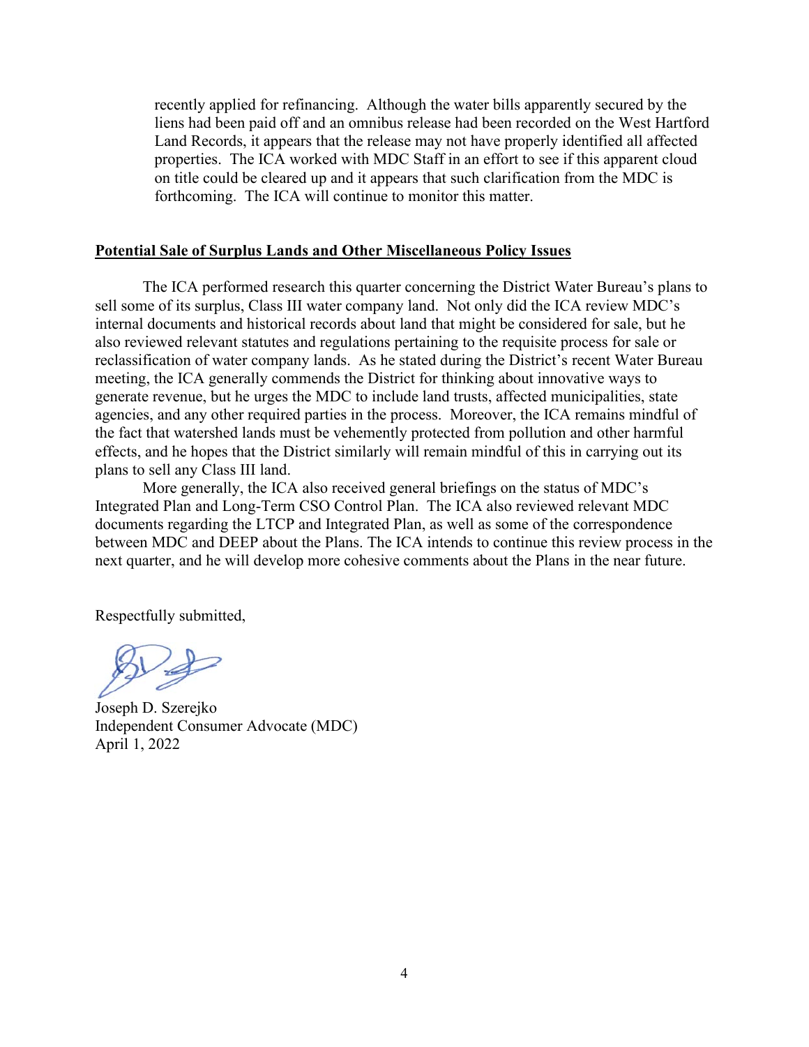recently applied for refinancing. Although the water bills apparently secured by the liens had been paid off and an omnibus release had been recorded on the West Hartford Land Records, it appears that the release may not have properly identified all affected properties. The ICA worked with MDC Staff in an effort to see if this apparent cloud on title could be cleared up and it appears that such clarification from the MDC is forthcoming. The ICA will continue to monitor this matter.

**Potential Sale of Surplus Lands and Other Miscellaneous Policy Issues**

The ICA performed research this quarter concerning the District Water Bureau's plans to sell some of its surplus, Class III water company land. Not only did the ICA review MDC's internal documents and historical records about land that might be considered for sale, but he also reviewed relevant statutes and regulations pertaining to the requisite process for sale or reclassification of water company lands. As he stated during the District's recent Water Bureau meeting, the ICA generally commends the District for thinking about innovative ways to generate revenue, but he urges the MDC to include land trusts, affected municipalities, state agencies, and any other required parties in the process. Moreover, the ICA remains mindful of the fact that watershed lands must be vehemently protected from pollution and other harmful effects, and he hopes that the District similarly will remain mindful of this in carrying out its plans to sell any Class III land.

More generally, the ICA also received general briefings on the status of MDC's Integrated Plan and Long-Term CSO Control Plan. The ICA also reviewed relevant MDC documents regarding the LTCP and Integrated Plan, as well as some of the correspondence between MDC and DEEP about the Plans. The ICA intends to continue this review process in the next quarter, and he will develop more cohesive comments about the Plans in the near future.

Respectfully submitted,

Joseph D. Szerejko
Independent Consumer Advocate (MDC)
April 1, 2022